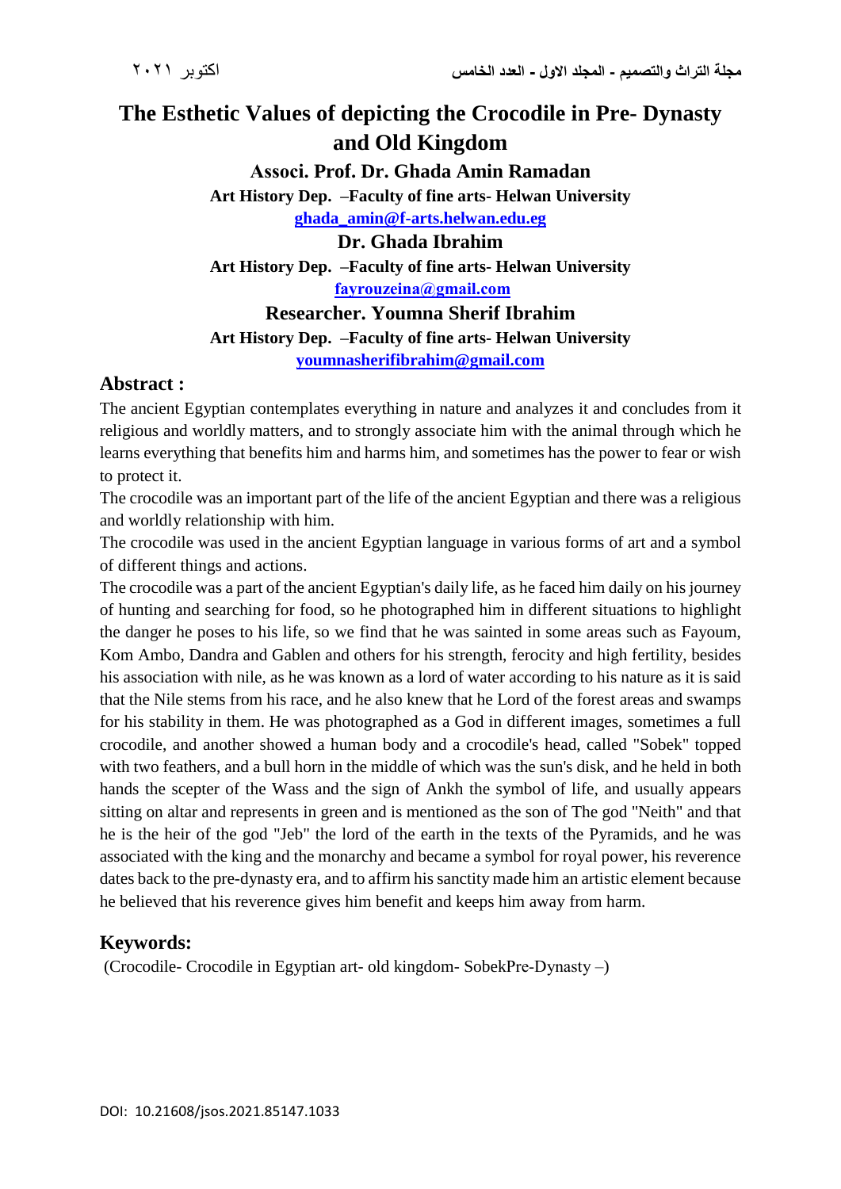# The Esthetic Values of depicting the Crocodile in Pre- Dynasty and Old Kingdom

**Associ. Prof. Dr. Ghada Amin Ramadan**

**Art History Dep. –Faculty of fine arts- Helwan University**

**ghada_amin@f-arts.helwan.edu.eg**

**Dr. Ghada Ibrahim**

**Art History Dep. –Faculty of fine arts- Helwan University**

**fayrouzeina@gmail.com**

**Researcher. Youmna Sherif Ibrahim**

**Art History Dep. –Faculty of fine arts- Helwan University**

**youmnasherifibrahim@gmail.com**

## Abstract :

The ancient Egyptian contemplates everything in nature and analyzes it and concludes from it religious and worldly matters, and to strongly associate him with the animal through which he learns everything that benefits him and harms him, and sometimes has the power to fear or wish to protect it.

The crocodile was an important part of the life of the ancient Egyptian and there was a religious and worldly relationship with him.

The crocodile was used in the ancient Egyptian language in various forms of art and a symbol of different things and actions.

The crocodile was a part of the ancient Egyptian's daily life, as he faced him daily on his journey of hunting and searching for food, so he photographed him in different situations to highlight the danger he poses to his life, so we find that he was sainted in some areas such as Fayoum, Kom Ambo, Dandra and Gablen and others for his strength, ferocity and high fertility, besides his association with nile, as he was known as a lord of water according to his nature as it is said that the Nile stems from his race, and he also knew that he Lord of the forest areas and swamps for his stability in them. He was photographed as a God in different images, sometimes a full crocodile, and another showed a human body and a crocodile's head, called "Sobek" topped with two feathers, and a bull horn in the middle of which was the sun's disk, and he held in both hands the scepter of the Wass and the sign of Ankh the symbol of life, and usually appears sitting on altar and represents in green and is mentioned as the son of The god "Neith" and that he is the heir of the god "Jeb" the lord of the earth in the texts of the Pyramids, and he was associated with the king and the monarchy and became a symbol for royal power, his reverence dates back to the pre-dynasty era, and to affirm his sanctity made him an artistic element because he believed that his reverence gives him benefit and keeps him away from harm.

## Keywords:

(Crocodile- Crocodile in Egyptian art- old kingdom- SobekPre-Dynasty –)

DOI: 10.21608/jsos.2021.85147.1033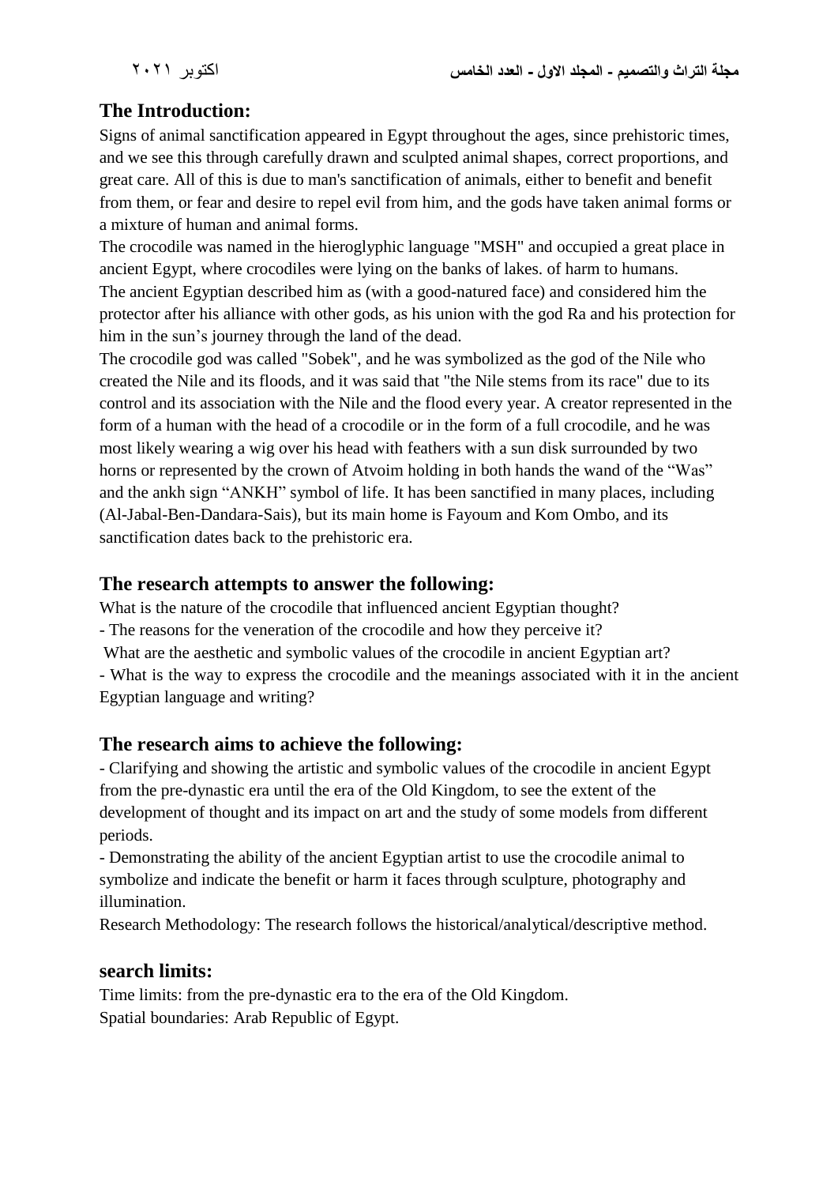## The Introduction:

Signs of animal sanctification appeared in Egypt throughout the ages, since prehistoric times, and we see this through carefully drawn and sculpted animal shapes, correct proportions, and great care. All of this is due to man's sanctification of animals, either to benefit and benefit from them, or fear and desire to repel evil from him, and the gods have taken animal forms or a mixture of human and animal forms.

The crocodile was named in the hieroglyphic language "MSH" and occupied a great place in ancient Egypt, where crocodiles were lying on the banks of lakes. of harm to humans.

The ancient Egyptian described him as (with a good-natured face) and considered him the protector after his alliance with other gods, as his union with the god Ra and his protection for him in the sun's journey through the land of the dead.

The crocodile god was called "Sobek", and he was symbolized as the god of the Nile who created the Nile and its floods, and it was said that "the Nile stems from its race" due to its control and its association with the Nile and the flood every year. A creator represented in the form of a human with the head of a crocodile or in the form of a full crocodile, and he was most likely wearing a wig over his head with feathers with a sun disk surrounded by two horns or represented by the crown of Atvoim holding in both hands the wand of the "Was" and the ankh sign "ANKH" symbol of life. It has been sanctified in many places, including (Al-Jabal-Ben-Dandara-Sais), but its main home is Fayoum and Kom Ombo, and its sanctification dates back to the prehistoric era.

## The research attempts to answer the following:

What is the nature of the crocodile that influenced ancient Egyptian thought?

- The reasons for the veneration of the crocodile and how they perceive it?

What are the aesthetic and symbolic values of the crocodile in ancient Egyptian art?

- What is the way to express the crocodile and the meanings associated with it in the ancient Egyptian language and writing?

## The research aims to achieve the following:

- Clarifying and showing the artistic and symbolic values of the crocodile in ancient Egypt from the pre-dynastic era until the era of the Old Kingdom, to see the extent of the development of thought and its impact on art and the study of some models from different periods.
- Demonstrating the ability of the ancient Egyptian artist to use the crocodile animal to symbolize and indicate the benefit or harm it faces through sculpture, photography and illumination.

Research Methodology: The research follows the historical/analytical/descriptive method.

## search limits:

Time limits: from the pre-dynastic era to the era of the Old Kingdom.

Spatial boundaries: Arab Republic of Egypt.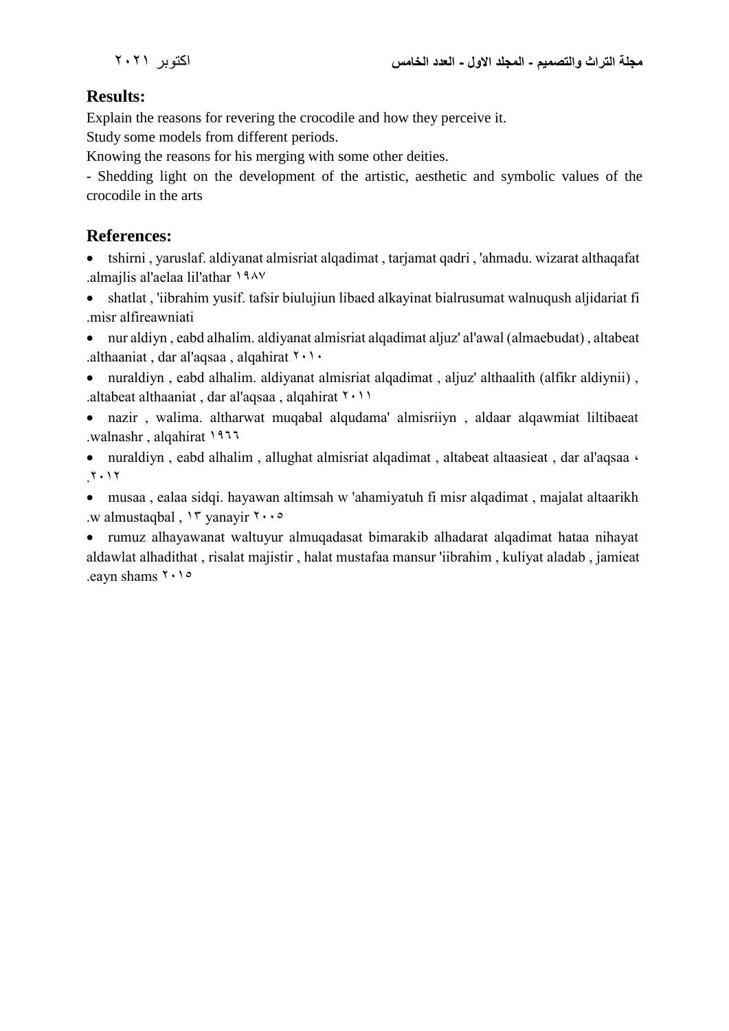## Results:

Explain the reasons for revering the crocodile and how they perceive it.

Study some models from different periods.

Knowing the reasons for his merging with some other deities.

- Shedding light on the development of the artistic, aesthetic and symbolic values of the crocodile in the arts

## References:

- tshirni , yaruslaf. aldiyanat almisriat alqadimat , tarjamat qadri , 'ahmadu. wizarat althaqafat .almajlis al'aelaa lil'athar ١٩٨٧
- shatlat , 'iibrahim yusif. tafsir biulujiun libaed alkayinat bialrusumat walnuqush aljidariat fi .misr alfireawniati
- nur aldiyn , eabd alhalim. aldiyanat almisriat alqadimat aljuz' al'awal (almaebudat) , altabeat .althaaniat , dar al'aqsaa , alqahirat ٢٠١٠
- nuraldiyn , eabd alhalim. aldiyanat almisriat alqadimat , aljuz' althaalith (alfikr aldiynii) , .altabeat althaaniat , dar al'aqsaa , alqahirat ٢٠١١
- nazir , walima. altharwat muqabal alqudama' almisriiyn , aldaar alqawmiat liltibaeat .walnashr , alqahirat ١٩٦٦
- nuraldiyn , eabd alhalim , allughat almisriat alqadimat , altabeat altaasieat , dar al'aqsaa ، .٢٠١٢
- musaa , ealaa sidqi. hayawan altimsah w 'ahamiyatuh fi misr alqadimat , majalat altaarikh .w almustaqbal , ١٣ yanayir ٢٠٠٥
- rumuz alhayawanat waltuyur almuqadasat bimarakib alhadarat alqadimat hataa nihayat aldawlat alhadithat , risalat majistir , halat mustafaa mansur 'iibrahim , kuliyat aladab , jamieat .eayn shams ٢٠١٥